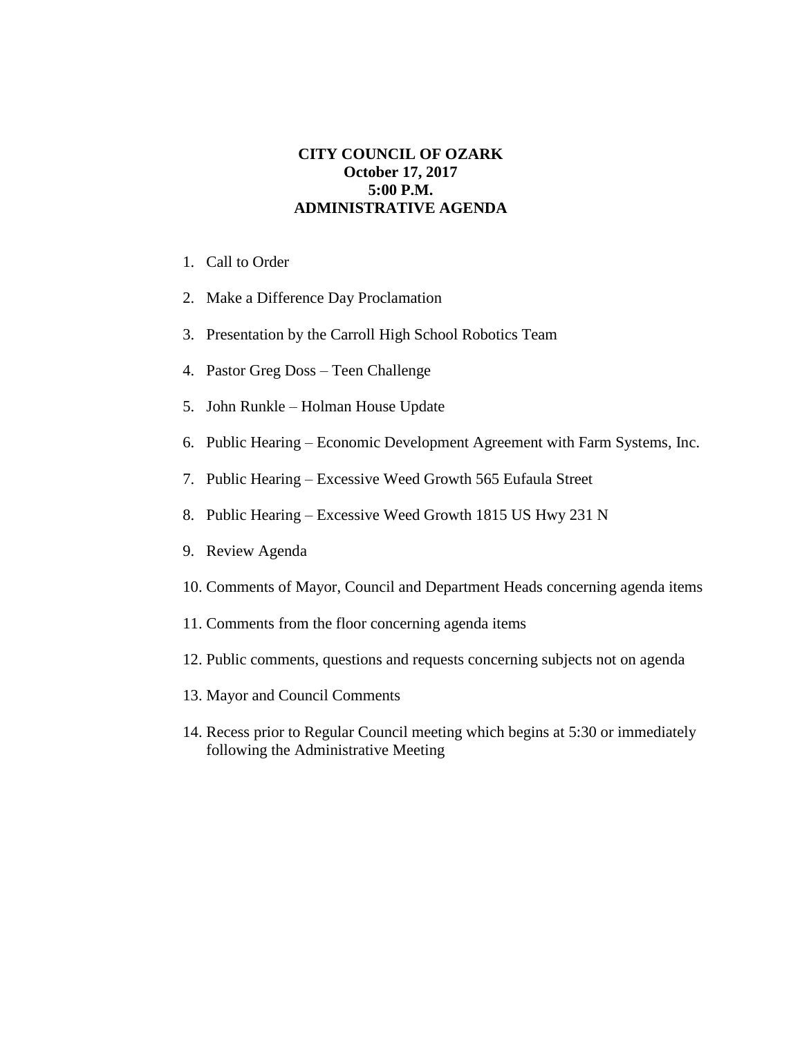# CITY COUNCIL OF OZARK
**October 17, 2017**
**5:00 P.M.**
**ADMINISTRATIVE AGENDA**

1. Call to Order
2. Make a Difference Day Proclamation
3. Presentation by the Carroll High School Robotics Team
4. Pastor Greg Doss – Teen Challenge
5. John Runkle – Holman House Update
6. Public Hearing – Economic Development Agreement with Farm Systems, Inc.
7. Public Hearing – Excessive Weed Growth 565 Eufaula Street
8. Public Hearing – Excessive Weed Growth 1815 US Hwy 231 N
9. Review Agenda
10. Comments of Mayor, Council and Department Heads concerning agenda items
11. Comments from the floor concerning agenda items
12. Public comments, questions and requests concerning subjects not on agenda
13. Mayor and Council Comments
14. Recess prior to Regular Council meeting which begins at 5:30 or immediately following the Administrative Meeting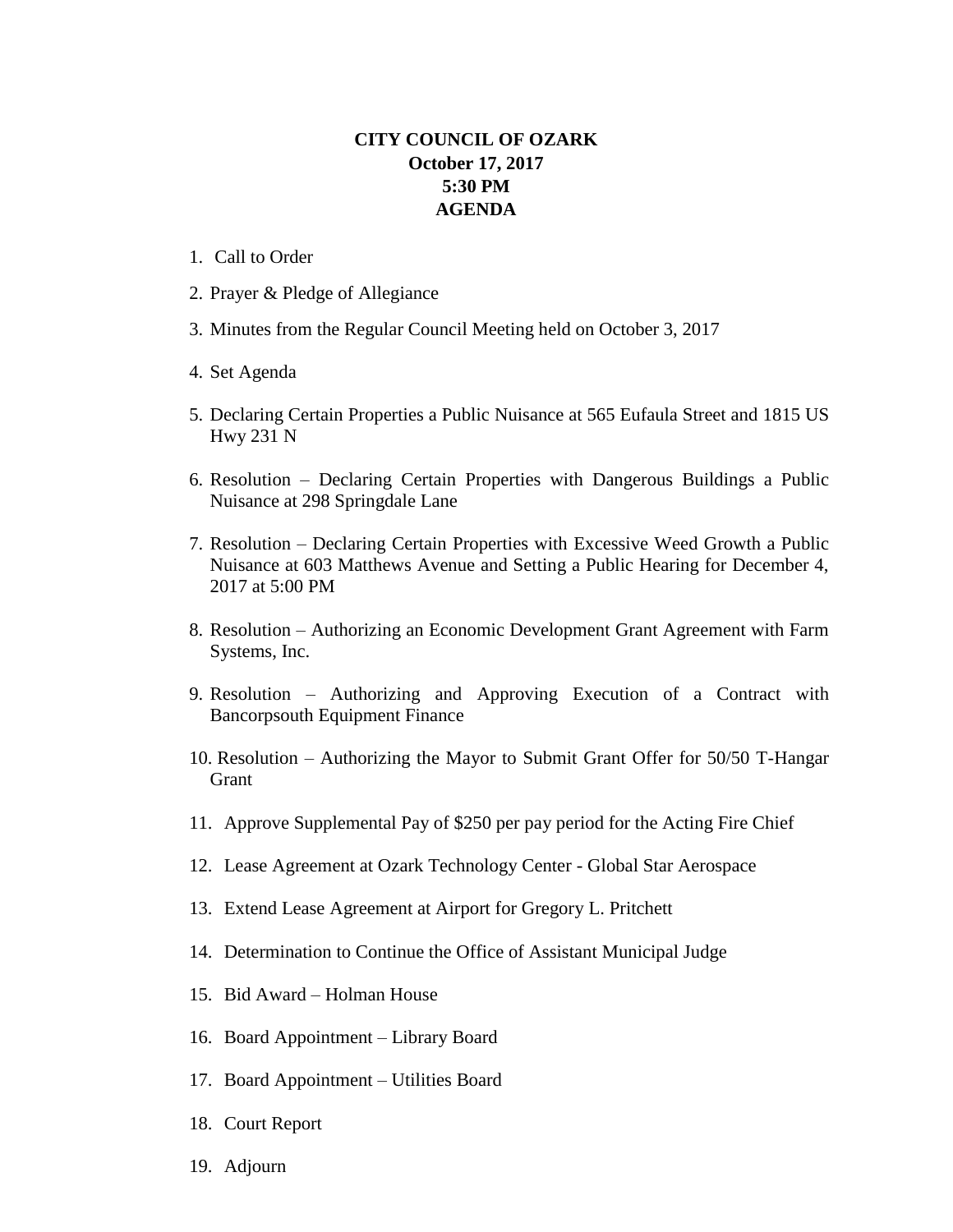**CITY COUNCIL OF OZARK**
**October 17, 2017**
**5:30 PM**
**AGENDA**

1. Call to Order
2. Prayer & Pledge of Allegiance
3. Minutes from the Regular Council Meeting held on October 3, 2017
4. Set Agenda
5. Declaring Certain Properties a Public Nuisance at 565 Eufaula Street and 1815 US Hwy 231 N
6. Resolution – Declaring Certain Properties with Dangerous Buildings a Public Nuisance at 298 Springdale Lane
7. Resolution – Declaring Certain Properties with Excessive Weed Growth a Public Nuisance at 603 Matthews Avenue and Setting a Public Hearing for December 4, 2017 at 5:00 PM
8. Resolution – Authorizing an Economic Development Grant Agreement with Farm Systems, Inc.
9. Resolution – Authorizing and Approving Execution of a Contract with Bancorpsouth Equipment Finance
10. Resolution – Authorizing the Mayor to Submit Grant Offer for 50/50 T-Hangar Grant
11. Approve Supplemental Pay of $250 per pay period for the Acting Fire Chief
12. Lease Agreement at Ozark Technology Center - Global Star Aerospace
13. Extend Lease Agreement at Airport for Gregory L. Pritchett
14. Determination to Continue the Office of Assistant Municipal Judge
15. Bid Award – Holman House
16. Board Appointment – Library Board
17. Board Appointment – Utilities Board
18. Court Report
19. Adjourn